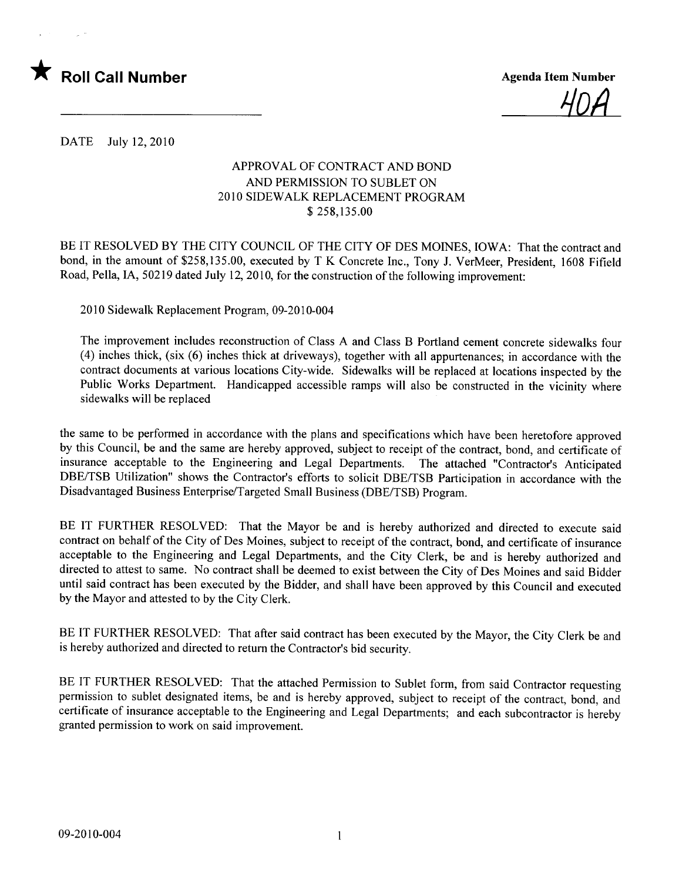★ **Roll Call Number**

**Agenda Item Number**

40A

DATE July 12, 2010

APPROVAL OF CONTRACT AND BOND
AND PERMISSION TO SUBLET ON
2010 SIDEWALK REPLACEMENT PROGRAM
$ 258,135.00

BE IT RESOLVED BY THE CITY COUNCIL OF THE CITY OF DES MOINES, IOWA: That the contract and bond, in the amount of $258,135.00, executed by T K Concrete Inc., Tony J. VerMeer, President, 1608 Fifield Road, Pella, IA, 50219 dated July 12, 2010, for the construction of the following improvement:

2010 Sidewalk Replacement Program, 09-2010-004

The improvement includes reconstruction of Class A and Class B Portland cement concrete sidewalks four (4) inches thick, (six (6) inches thick at driveways), together with all appurtenances; in accordance with the contract documents at various locations City-wide. Sidewalks will be replaced at locations inspected by the Public Works Department. Handicapped accessible ramps will also be constructed in the vicinity where sidewalks will be replaced

the same to be performed in accordance with the plans and specifications which have been heretofore approved by this Council, be and the same are hereby approved, subject to receipt of the contract, bond, and certificate of insurance acceptable to the Engineering and Legal Departments. The attached "Contractor's Anticipated DBE/TSB Utilization" shows the Contractor's efforts to solicit DBE/TSB Participation in accordance with the Disadvantaged Business Enterprise/Targeted Small Business (DBE/TSB) Program.

BE IT FURTHER RESOLVED: That the Mayor be and is hereby authorized and directed to execute said contract on behalf of the City of Des Moines, subject to receipt of the contract, bond, and certificate of insurance acceptable to the Engineering and Legal Departments, and the City Clerk, be and is hereby authorized and directed to attest to same. No contract shall be deemed to exist between the City of Des Moines and said Bidder until said contract has been executed by the Bidder, and shall have been approved by this Council and executed by the Mayor and attested to by the City Clerk.

BE IT FURTHER RESOLVED: That after said contract has been executed by the Mayor, the City Clerk be and is hereby authorized and directed to return the Contractor's bid security.

BE IT FURTHER RESOLVED: That the attached Permission to Sublet form, from said Contractor requesting permission to sublet designated items, be and is hereby approved, subject to receipt of the contract, bond, and certificate of insurance acceptable to the Engineering and Legal Departments; and each subcontractor is hereby granted permission to work on said improvement.

09-2010-004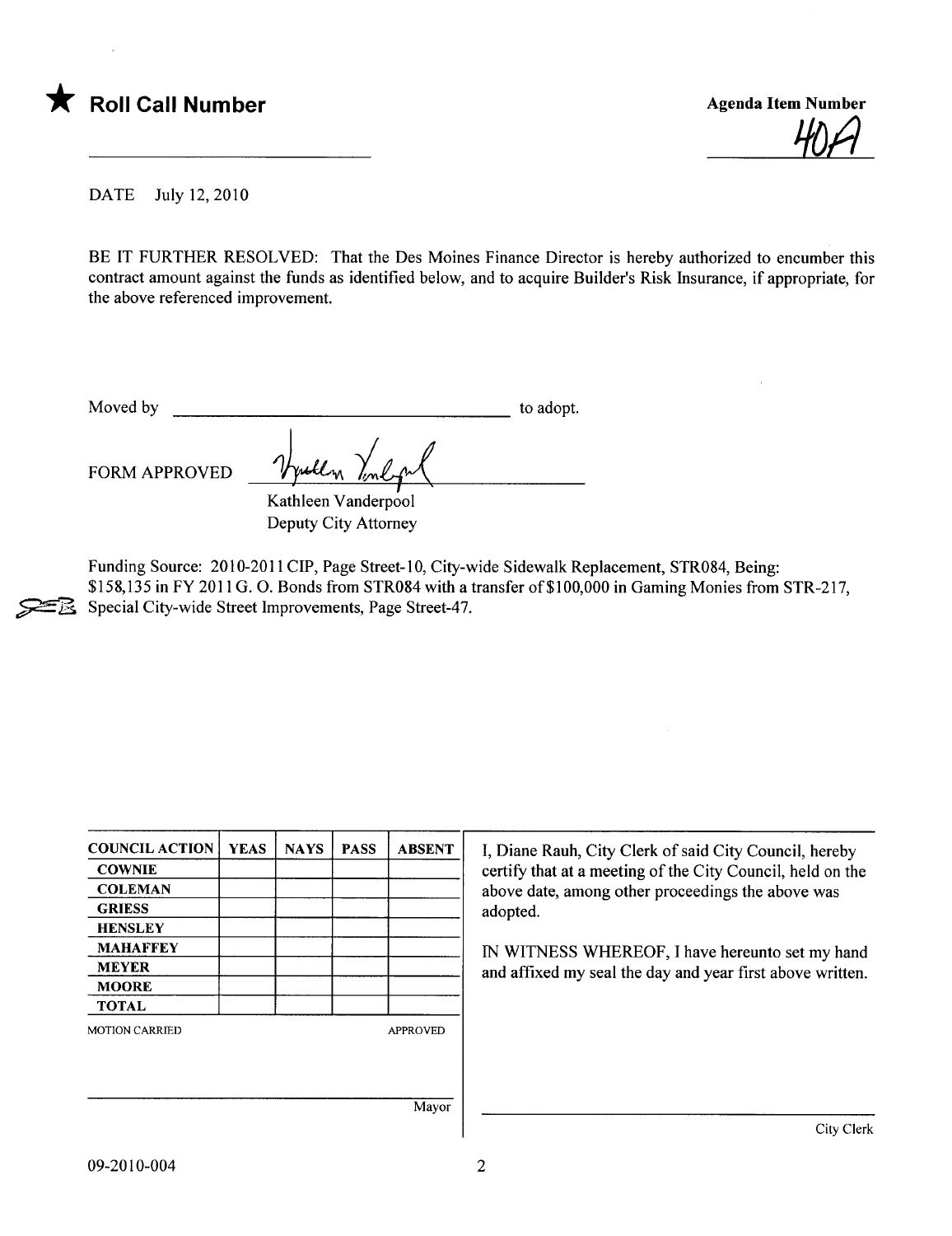★ **Roll Call Number**

**Agenda Item Number**

40A

DATE July 12, 2010

BE IT FURTHER RESOLVED: That the Des Moines Finance Director is hereby authorized to encumber this contract amount against the funds as identified below, and to acquire Builder's Risk Insurance, if appropriate, for the above referenced improvement.

Moved by ______________________________ to adopt.

FORM APPROVED

Kathleen Vanderpool
Deputy City Attorney

Funding Source: 2010-2011 CIP, Page Street-10, City-wide Sidewalk Replacement, STR084, Being: $158,135 in FY 2011 G. O. Bonds from STR084 with a transfer of $100,000 in Gaming Monies from STR-217, Special City-wide Street Improvements, Page Street-47.

| COUNCIL ACTION | YEAS | NAYS | PASS | ABSENT |
|---|---|---|---|---|
| COWNIE | | | | |
| COLEMAN | | | | |
| GRIESS | | | | |
| HENSLEY | | | | |
| MAHAFFEY | | | | |
| MEYER | | | | |
| MOORE | | | | |
| TOTAL | | | | |

MOTION CARRIED APPROVED

______________________________ Mayor

I, Diane Rauh, City Clerk of said City Council, hereby certify that at a meeting of the City Council, held on the above date, among other proceedings the above was adopted.

IN WITNESS WHEREOF, I have hereunto set my hand and affixed my seal the day and year first above written.

______________________________ City Clerk

09-2010-004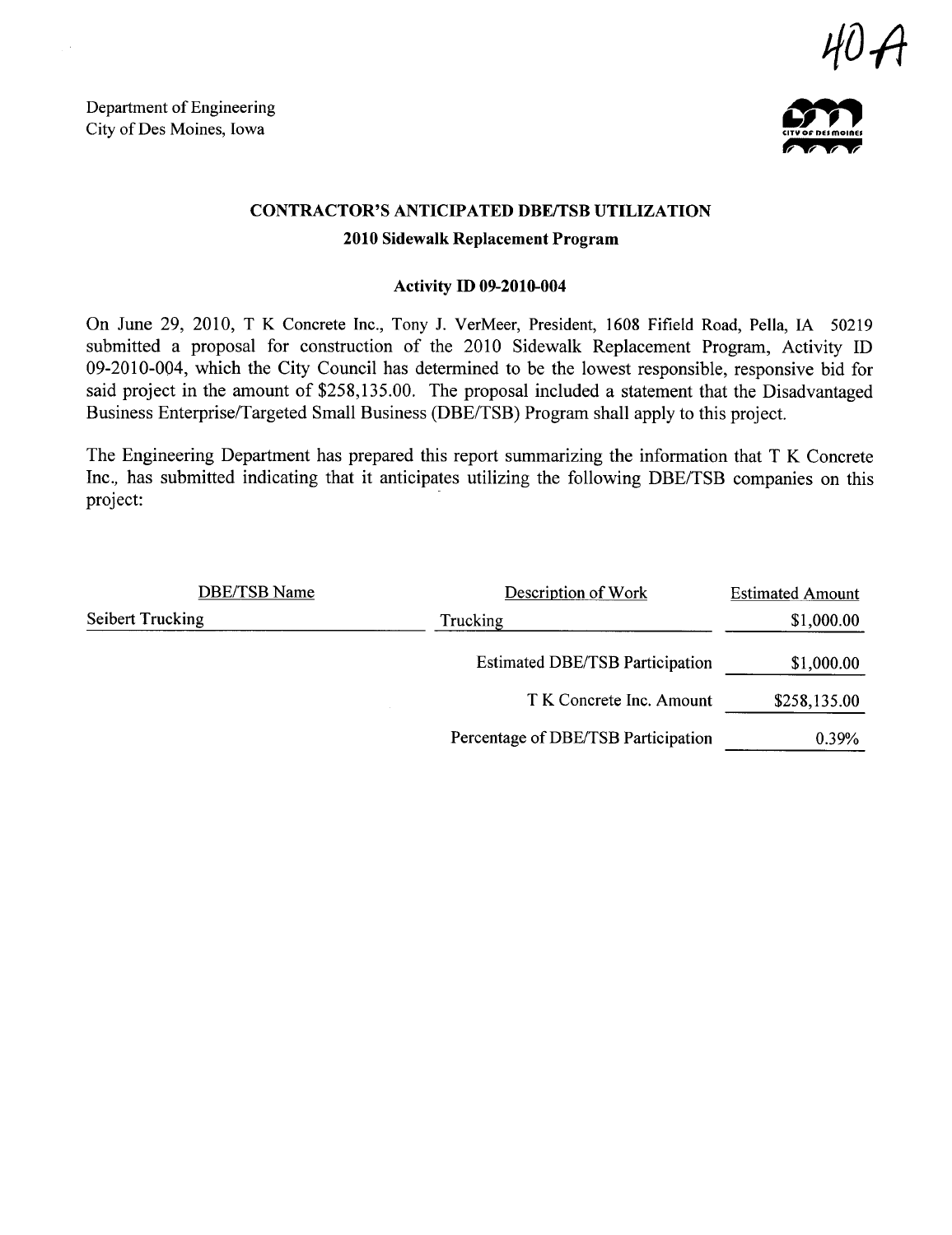40-A

Department of Engineering
City of Des Moines, Iowa

CITY OF DES MOINES

## CONTRACTOR'S ANTICIPATED DBE/TSB UTILIZATION

### 2010 Sidewalk Replacement Program

#### Activity ID 09-2010-004

On June 29, 2010, T K Concrete Inc., Tony J. VerMeer, President, 1608 Fifield Road, Pella, IA 50219 submitted a proposal for construction of the 2010 Sidewalk Replacement Program, Activity ID 09-2010-004, which the City Council has determined to be the lowest responsible, responsive bid for said project in the amount of $258,135.00. The proposal included a statement that the Disadvantaged Business Enterprise/Targeted Small Business (DBE/TSB) Program shall apply to this project.

The Engineering Department has prepared this report summarizing the information that T K Concrete Inc., has submitted indicating that it anticipates utilizing the following DBE/TSB companies on this project:

| DBE/TSB Name | Description of Work | Estimated Amount |
|---|---|---|
| Seibert Trucking | Trucking | $1,000.00 |
| | Estimated DBE/TSB Participation | $1,000.00 |
| | T K Concrete Inc. Amount | $258,135.00 |
| | Percentage of DBE/TSB Participation | 0.39% |